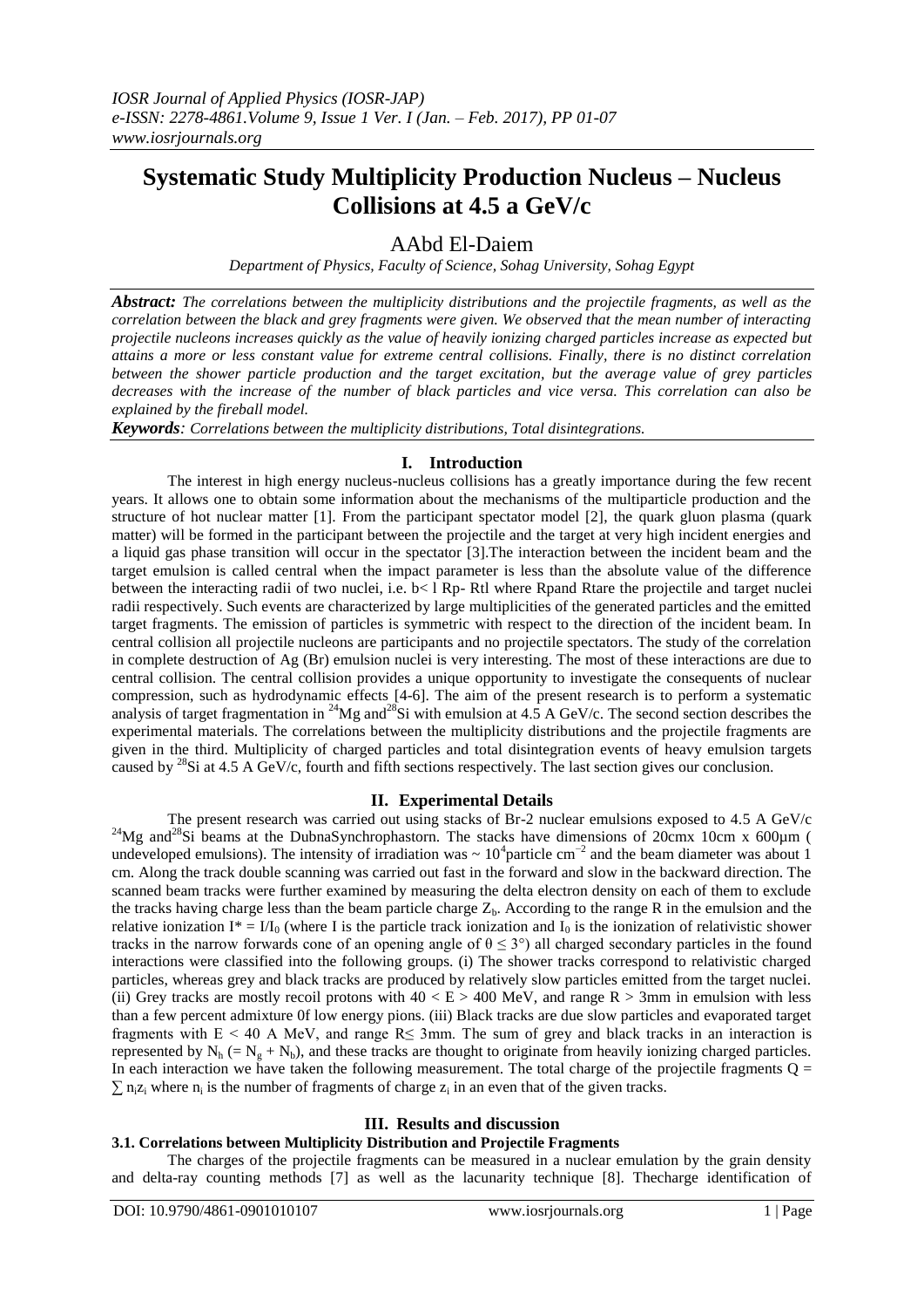# Systematic Study Multiplicity Production Nucleus – Nucleus Collisions at 4.5 a GeV/c

## AAbd El-Daiem

*Department of Physics, Faculty of Science, Sohag University, Sohag Egypt*

***Abstract:*** *The correlations between the multiplicity distributions and the projectile fragments, as well as the correlation between the black and grey fragments were given. We observed that the mean number of interacting projectile nucleons increases quickly as the value of heavily ionizing charged particles increase as expected but attains a more or less constant value for extreme central collisions. Finally, there is no distinct correlation between the shower particle production and the target excitation, but the average value of grey particles decreases with the increase of the number of black particles and vice versa. This correlation can also be explained by the fireball model.*

***Keywords****: Correlations between the multiplicity distributions, Total disintegrations.*

## I. Introduction

The interest in high energy nucleus-nucleus collisions has a greatly importance during the few recent years. It allows one to obtain some information about the mechanisms of the multiparticle production and the structure of hot nuclear matter [1]. From the participant spectator model [2], the quark gluon plasma (quark matter) will be formed in the participant between the projectile and the target at very high incident energies and a liquid gas phase transition will occur in the spectator [3].The interaction between the incident beam and the target emulsion is called central when the impact parameter is less than the absolute value of the difference between the interacting radii of two nuclei, i.e. b< l Rp- Rtl where Rpand Rtare the projectile and target nuclei radii respectively. Such events are characterized by large multiplicities of the generated particles and the emitted target fragments. The emission of particles is symmetric with respect to the direction of the incident beam. In central collision all projectile nucleons are participants and no projectile spectators. The study of the correlation in complete destruction of Ag (Br) emulsion nuclei is very interesting. The most of these interactions are due to central collision. The central collision provides a unique opportunity to investigate the consequents of nuclear compression, such as hydrodynamic effects [4-6]. The aim of the present research is to perform a systematic analysis of target fragmentation in $^{24}$Mg and$^{28}$Si with emulsion at 4.5 A GeV/c. The second section describes the experimental materials. The correlations between the multiplicity distributions and the projectile fragments are given in the third. Multiplicity of charged particles and total disintegration events of heavy emulsion targets caused by $^{28}$Si at 4.5 A GeV/c, fourth and fifth sections respectively. The last section gives our conclusion.

## II. Experimental Details

The present research was carried out using stacks of Br-2 nuclear emulsions exposed to 4.5 A GeV/c $^{24}$Mg and$^{28}$Si beams at the DubnaSynchrophastorn. The stacks have dimensions of 20cmx 10cm x 600μm ( undeveloped emulsions). The intensity of irradiation was ~ $10^4$particle cm$^{-2}$ and the beam diameter was about 1 cm. Along the track double scanning was carried out fast in the forward and slow in the backward direction. The scanned beam tracks were further examined by measuring the delta electron density on each of them to exclude the tracks having charge less than the beam particle charge $Z_b$. According to the range R in the emulsion and the relative ionization $I^* = I/I_0$ (where I is the particle track ionization and $I_0$ is the ionization of relativistic shower tracks in the narrow forwards cone of an opening angle of $\theta \leq 3°$) all charged secondary particles in the found interactions were classified into the following groups. (i) The shower tracks correspond to relativistic charged particles, whereas grey and black tracks are produced by relatively slow particles emitted from the target nuclei. (ii) Grey tracks are mostly recoil protons with $40 < E > 400$ MeV, and range $R > 3$mm in emulsion with less than a few percent admixture 0f low energy pions. (iii) Black tracks are due slow particles and evaporated target fragments with $E < 40$ A MeV, and range $R \leq 3$mm. The sum of grey and black tracks in an interaction is represented by $N_h$ ($= N_g + N_b$), and these tracks are thought to originate from heavily ionizing charged particles. In each interaction we have taken the following measurement. The total charge of the projectile fragments $Q = \sum n_i z_i$ where $n_i$ is the number of fragments of charge $z_i$ in an even that of the given tracks.

## III. Results and discussion

### 3.1. Correlations between Multiplicity Distribution and Projectile Fragments

The charges of the projectile fragments can be measured in a nuclear emulation by the grain density and delta-ray counting methods [7] as well as the lacunarity technique [8]. Thecharge identification of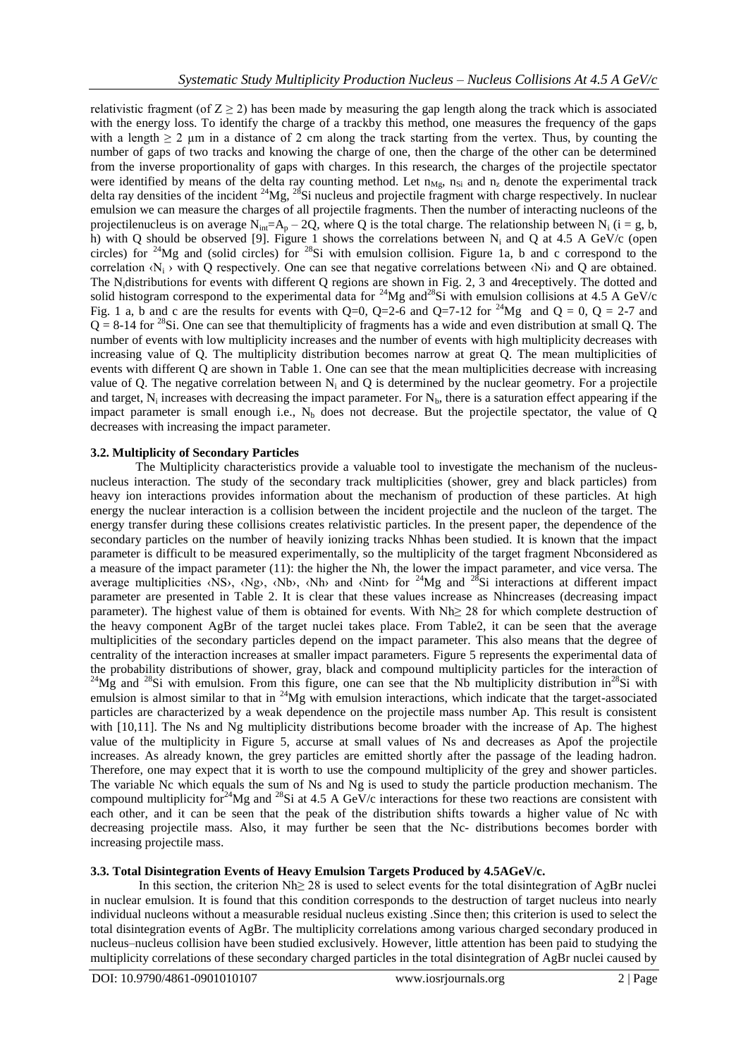relativistic fragment (of $Z \geq 2$) has been made by measuring the gap length along the track which is associated with the energy loss. To identify the charge of a trackby this method, one measures the frequency of the gaps with a length $\geq 2$ μm in a distance of 2 cm along the track starting from the vertex. Thus, by counting the number of gaps of two tracks and knowing the charge of one, then the charge of the other can be determined from the inverse proportionality of gaps with charges. In this research, the charges of the projectile spectator were identified by means of the delta ray counting method. Let $n_{Mg}$, $n_{Si}$ and $n_z$ denote the experimental track delta ray densities of the incident $^{24}Mg$, $^{28}Si$ nucleus and projectile fragment with charge respectively. In nuclear emulsion we can measure the charges of all projectile fragments. Then the number of interacting nucleons of the projectilenucleus is on average $N_{int}=A_p - 2Q$, where Q is the total charge. The relationship between $N_i$ (i = g, b, h) with Q should be observed [9]. Figure 1 shows the correlations between $N_i$ and Q at 4.5 A GeV/c (open circles) for $^{24}Mg$ and (solid circles) for $^{28}Si$ with emulsion collision. Figure 1a, b and c correspond to the correlation $\langle N_i \rangle$ with Q respectively. One can see that negative correlations between $\langle N_i \rangle$ and Q are obtained. The $N_i$distributions for events with different Q regions are shown in Fig. 2, 3 and 4receptively. The dotted and solid histogram correspond to the experimental data for $^{24}Mg$ and$^{28}Si$ with emulsion collisions at 4.5 A GeV/c Fig. 1 a, b and c are the results for events with Q=0, Q=2-6 and Q=7-12 for $^{24}Mg$ and Q = 0, Q = 2-7 and Q = 8-14 for $^{28}Si$. One can see that themultiplicity of fragments has a wide and even distribution at small Q. The number of events with low multiplicity increases and the number of events with high multiplicity decreases with increasing value of Q. The multiplicity distribution becomes narrow at great Q. The mean multiplicities of events with different Q are shown in Table 1. One can see that the mean multiplicities decrease with increasing value of Q. The negative correlation between $N_i$ and Q is determined by the nuclear geometry. For a projectile and target, $N_i$ increases with decreasing the impact parameter. For $N_b$, there is a saturation effect appearing if the impact parameter is small enough i.e., $N_b$ does not decrease. But the projectile spectator, the value of Q decreases with increasing the impact parameter.

### 3.2. Multiplicity of Secondary Particles

The Multiplicity characteristics provide a valuable tool to investigate the mechanism of the nucleus-nucleus interaction. The study of the secondary track multiplicities (shower, grey and black particles) from heavy ion interactions provides information about the mechanism of production of these particles. At high energy the nuclear interaction is a collision between the incident projectile and the nucleon of the target. The energy transfer during these collisions creates relativistic particles. In the present paper, the dependence of the secondary particles on the number of heavily ionizing tracks Nhhas been studied. It is known that the impact parameter is difficult to be measured experimentally, so the multiplicity of the target fragment Nbconsidered as a measure of the impact parameter (11): the higher the Nh, the lower the impact parameter, and vice versa. The average multiplicities $\langle N_S \rangle$, $\langle N_g \rangle$, $\langle N_b \rangle$, $\langle N_h \rangle$ and $\langle N_{int} \rangle$ for $^{24}Mg$ and $^{28}Si$ interactions at different impact parameter are presented in Table 2. It is clear that these values increase as Nhincreases (decreasing impact parameter). The highest value of them is obtained for events. With Nh$\geq$ 28 for which complete destruction of the heavy component AgBr of the target nuclei takes place. From Table2, it can be seen that the average multiplicities of the secondary particles depend on the impact parameter. This also means that the degree of centrality of the interaction increases at smaller impact parameters. Figure 5 represents the experimental data of the probability distributions of shower, gray, black and compound multiplicity particles for the interaction of $^{24}Mg$ and $^{28}Si$ with emulsion. From this figure, one can see that the Nb multiplicity distribution in$^{28}Si$ with emulsion is almost similar to that in $^{24}Mg$ with emulsion interactions, which indicate that the target-associated particles are characterized by a weak dependence on the projectile mass number Ap. This result is consistent with [10,11]. The Ns and Ng multiplicity distributions become broader with the increase of Ap. The highest value of the multiplicity in Figure 5, accurse at small values of Ns and decreases as Apof the projectile increases. As already known, the grey particles are emitted shortly after the passage of the leading hadron. Therefore, one may expect that it is worth to use the compound multiplicity of the grey and shower particles. The variable Nc which equals the sum of Ns and Ng is used to study the particle production mechanism. The compound multiplicity for$^{24}Mg$ and $^{28}Si$ at 4.5 A GeV/c interactions for these two reactions are consistent with each other, and it can be seen that the peak of the distribution shifts towards a higher value of Nc with decreasing projectile mass. Also, it may further be seen that the Nc- distributions becomes border with increasing projectile mass.

### 3.3. Total Disintegration Events of Heavy Emulsion Targets Produced by 4.5AGeV/c.

In this section, the criterion Nh$\geq$ 28 is used to select events for the total disintegration of AgBr nuclei in nuclear emulsion. It is found that this condition corresponds to the destruction of target nucleus into nearly individual nucleons without a measurable residual nucleus existing .Since then; this criterion is used to select the total disintegration events of AgBr. The multiplicity correlations among various charged secondary produced in nucleus–nucleus collision have been studied exclusively. However, little attention has been paid to studying the multiplicity correlations of these secondary charged particles in the total disintegration of AgBr nuclei caused by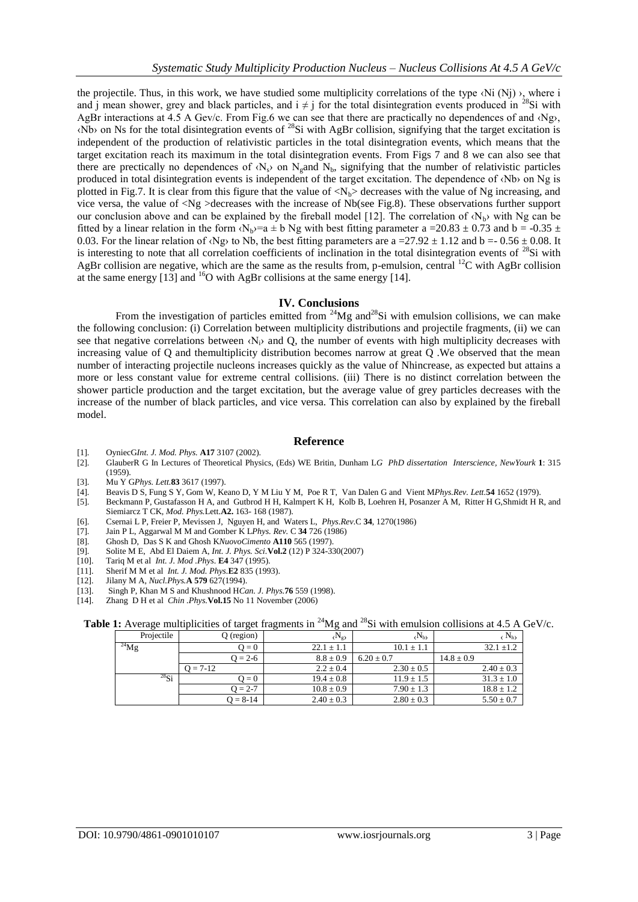the projectile. Thus, in this work, we have studied some multiplicity correlations of the type ‹Ni (Nj) ›, where i and j mean shower, grey and black particles, and $i \neq j$ for the total disintegration events produced in $^{28}$Si with AgBr interactions at 4.5 A Gev/c. From Fig.6 we can see that there are practically no dependences of and ‹Ng›, ‹Nb› on Ns for the total disintegration events of $^{28}$Si with AgBr collision, signifying that the target excitation is independent of the production of relativistic particles in the total disintegration events, which means that the target excitation reach its maximum in the total disintegration events. From Figs 7 and 8 we can also see that there are prectically no dependences of $\langle N_s \rangle$ on $N_g$and $N_b$, signifying that the number of relativistic particles produced in total disintegration events is independent of the target excitation. The dependence of ‹Nb› on Ng is plotted in Fig.7. It is clear from this figure that the value of $<N_b>$ decreases with the value of Ng increasing, and vice versa, the value of <Ng >decreases with the increase of Nb(see Fig.8). These observations further support our conclusion above and can be explained by the fireball model [12]. The correlation of $\langle N_b \rangle$ with Ng can be fitted by a linear relation in the form $\langle N_b \rangle$=a ± b Ng with best fitting parameter a =20.83 ± 0.73 and b = -0.35 ± 0.03. For the linear relation of ‹Ng› to Nb, the best fitting parameters are a =27.92 ± 1.12 and b =- 0.56 ± 0.08. It is interesting to note that all correlation coefficients of inclination in the total disintegration events of $^{28}$Si with AgBr collision are negative, which are the same as the results from, p-emulsion, central $^{12}$C with AgBr collision at the same energy [13] and $^{16}$O with AgBr collisions at the same energy [14].

## IV. Conclusions

From the investigation of particles emitted from $^{24}$Mg and$^{28}$Si with emulsion collisions, we can make the following conclusion: (i) Correlation between multiplicity distributions and projectile fragments, (ii) we can see that negative correlations between $\langle N_i \rangle$ and Q, the number of events with high multiplicity decreases with increasing value of Q and themultiplicity distribution becomes narrow at great Q .We observed that the mean number of interacting projectile nucleons increases quickly as the value of Nhincrease, as expected but attains a more or less constant value for extreme central collisions. (iii) There is no distinct correlation between the shower particle production and the target excitation, but the average value of grey particles decreases with the increase of the number of black particles, and vice versa. This correlation can also by explained by the fireball model.

## Reference

[1]. OyniecG*Int. J. Mod. Phys.* **A17** 3107 (2002).
[2]. GlauberR G In Lectures of Theoretical Physics, (Eds) WE Britin, Dunham L*G PhD dissertation Interscience, NewYourk* **1**: 315 (1959).
[3]. Mu Y G*Phys. Lett.***83** 3617 (1997).
[4]. Beavis D S, Fung S Y, Gom W, Keano D, Y M Liu Y M, Poe R T, Van Dalen G and Vient M*Phys.Rev. Lett.***54** 1652 (1979).
[5]. Beckmann P, Gustafasson H A, and Gutbrod H H, Kalmpert K H, Kolb B, Loehren H, Posanzer A M, Ritter H G,Shmidt H R, and Siemiarcz T CK, *Mod. Phys.*Lett.**A2.** 163- 168 (1987).
[6]. Csernai L P, Freier P, Mevissen J, Nguyen H, and Waters L, *Phys.Rev.*C **34**, 1270(1986)
[7]. Jain P L, Aggarwal M M and Gomber K L*Phys. Rev.* C **34** 726 (1986)
[8]. Ghosh D, Das S K and Ghosh K*NuovoCimento* **A110** 565 (1997).
[9]. Solite M E, Abd El Daiem A, *Int. J. Phys. Sci.***Vol.2** (12) P 324-330(2007)
[10]. Tariq M et al *Int. J. Mod .Phys.* **E4** 347 (1995).
[11]. Sherif M M et al *Int. J. Mod. Phys.***E2** 835 (1993).
[12]. Jilany M A, *Nucl.Phys.***A 579** 627(1994).
[13]. Singh P, Khan M S and Khushnood H*Can. J. Phys.***76** 559 (1998).
[14]. Zhang D H et al *Chin .Phys.***Vol.15** No 11 November (2006)

**Table 1:** Average multiplicities of target fragments in $^{24}$Mg and $^{28}$Si with emulsion collisions at 4.5 A GeV/c.

| Projectile | Q (region) | $\langle N_g \rangle$ | $\langle N_b \rangle$ | $\langle N_h \rangle$ |
|---|---|---|---|---|
| $^{24}$Mg | Q = 0 | 22.1 ± 1.1 | 10.1 ± 1.1 | 32.1 ±1.2 |
| | Q = 2-6 | 8.8 ± 0.9 | 6.20 ± 0.7 | 14.8 ± 0.9 |
| | Q = 7-12 | 2.2 ± 0.4 | 2.30 ± 0.5 | 2.40 ± 0.3 |
| $^{28}$Si | Q = 0 | 19.4 ± 0.8 | 11.9 ± 1.5 | 31.3 ± 1.0 |
| | Q = 2-7 | 10.8 ± 0.9 | 7.90 ± 1.3 | 18.8 ± 1.2 |
| | Q = 8-14 | 2.40 ± 0.3 | 2.80 ± 0.3 | 5.50 ± 0.7 |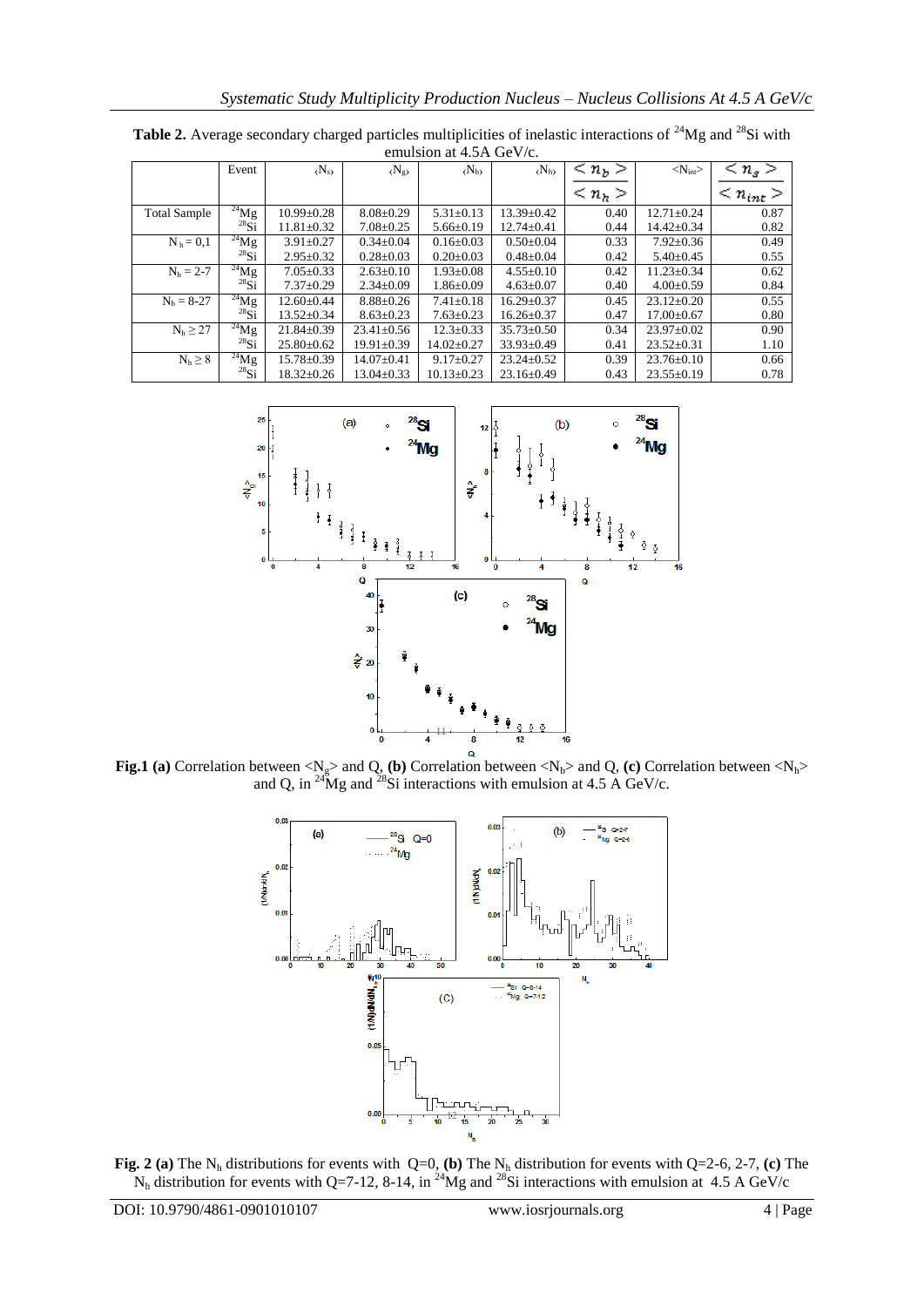**Table 2.** Average secondary charged particles multiplicities of inelastic interactions of $^{24}Mg$ and $^{28}Si$ with emulsion at 4.5A GeV/c.

| | Event | $\langle N_s \rangle$ | $\langle N_g \rangle$ | $\langle N_b \rangle$ | $\langle N_h \rangle$ | $\frac{\langle n_b \rangle}{\langle n_h \rangle}$ | $\langle N_{int} \rangle$ | $\frac{\langle n_s \rangle}{\langle n_{int} \rangle}$ |
|---|---|---|---|---|---|---|---|---|
| Total Sample | $^{24}Mg$ | 10.99±0.28 | 8.08±0.29 | 5.31±0.13 | 13.39±0.42 | 0.40 | 12.71±0.24 | 0.87 |
| | $^{28}Si$ | 11.81±0.32 | 7.08±0.25 | 5.66±0.19 | 12.74±0.41 | 0.44 | 14.42±0.34 | 0.82 |
| $N_h = 0,1$ | $^{24}Mg$ | 3.91±0.27 | 0.34±0.04 | 0.16±0.03 | 0.50±0.04 | 0.33 | 7.92±0.36 | 0.49 |
| | $^{28}Si$ | 2.95±0.32 | 0.28±0.03 | 0.20±0.03 | 0.48±0.04 | 0.42 | 5.40±0.45 | 0.55 |
| $N_h = 2\text{-}7$ | $^{24}Mg$ | 7.05±0.33 | 2.63±0.10 | 1.93±0.08 | 4.55±0.10 | 0.42 | 11.23±0.34 | 0.62 |
| | $^{28}Si$ | 7.37±0.29 | 2.34±0.09 | 1.86±0.09 | 4.63±0.07 | 0.40 | 4.00±0.59 | 0.84 |
| $N_h = 8\text{-}27$ | $^{24}Mg$ | 12.60±0.44 | 8.88±0.26 | 7.41±0.18 | 16.29±0.37 | 0.45 | 23.12±0.20 | 0.55 |
| | $^{28}Si$ | 13.52±0.34 | 8.63±0.23 | 7.63±0.23 | 16.26±0.37 | 0.47 | 17.00±0.67 | 0.80 |
| $N_h \geq 27$ | $^{24}Mg$ | 21.84±0.39 | 23.41±0.56 | 12.3±0.33 | 35.73±0.50 | 0.34 | 23.97±0.02 | 0.90 |
| | $^{28}Si$ | 25.80±0.62 | 19.91±0.39 | 14.02±0.27 | 33.93±0.49 | 0.41 | 23.52±0.31 | 1.10 |
| $N_h \geq 8$ | $^{24}Mg$ | 15.78±0.39 | 14.07±0.41 | 9.17±0.27 | 23.24±0.52 | 0.39 | 23.76±0.10 | 0.66 |
| | $^{28}Si$ | 18.32±0.26 | 13.04±0.33 | 10.13±0.23 | 23.16±0.49 | 0.43 | 23.55±0.19 | 0.78 |

**Fig.1 (a)** Correlation between $\langle N_g \rangle$ and Q, **(b)** Correlation between $\langle N_b \rangle$ and Q, **(c)** Correlation between $\langle N_h \rangle$ and Q, in $^{24}Mg$ and $^{28}Si$ interactions with emulsion at 4.5 A GeV/c.

**Fig. 2 (a)** The $N_h$ distributions for events with Q=0, **(b)** The $N_h$ distribution for events with Q=2-6, 2-7, **(c)** The $N_h$ distribution for events with Q=7-12, 8-14, in $^{24}Mg$ and $^{28}Si$ interactions with emulsion at 4.5 A GeV/c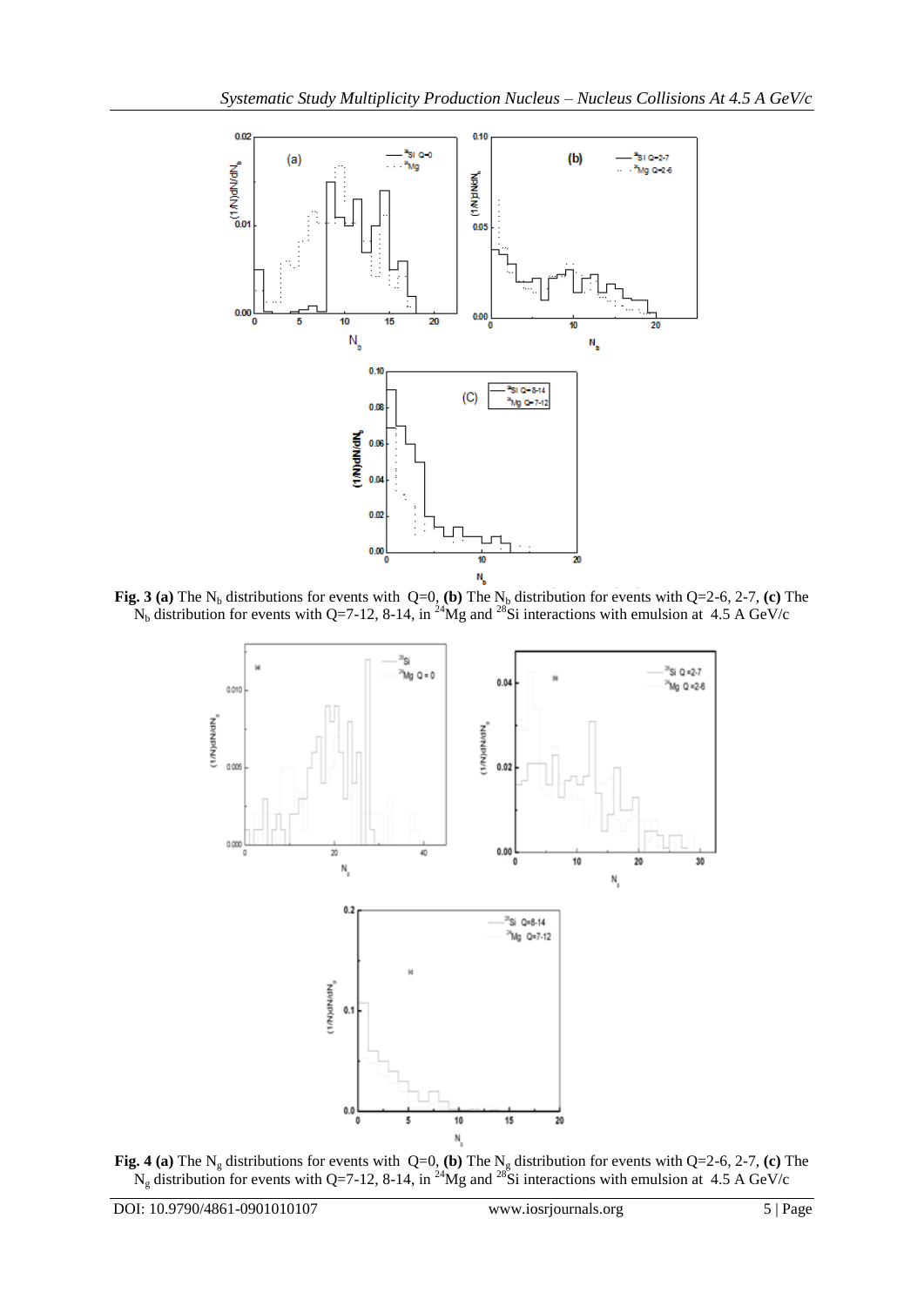**Fig. 3 (a)** The $N_b$ distributions for events with Q=0, **(b)** The $N_b$ distribution for events with Q=2-6, 2-7, **(c)** The $N_b$ distribution for events with Q=7-12, 8-14, in $^{24}$Mg and $^{28}$Si interactions with emulsion at 4.5 A GeV/c

**Fig. 4 (a)** The $N_g$ distributions for events with Q=0, **(b)** The $N_g$ distribution for events with Q=2-6, 2-7, **(c)** The $N_g$ distribution for events with Q=7-12, 8-14, in $^{24}$Mg and $^{28}$Si interactions with emulsion at 4.5 A GeV/c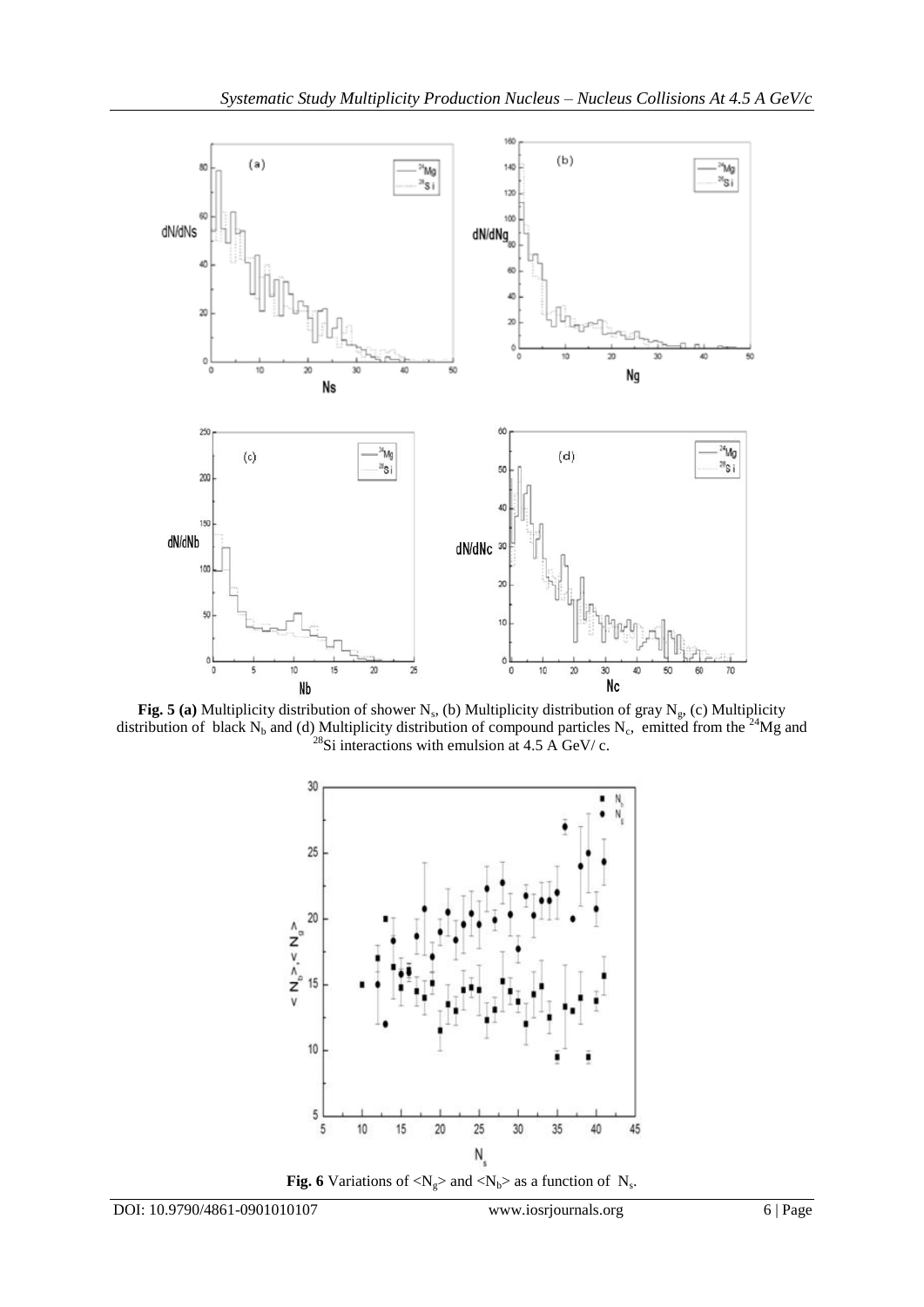**Fig. 5 (a)** Multiplicity distribution of shower $N_s$, (b) Multiplicity distribution of gray $N_g$, (c) Multiplicity distribution of black $N_b$ and (d) Multiplicity distribution of compound particles $N_c$, emitted from the $^{24}Mg$ and $^{28}Si$ interactions with emulsion at 4.5 A GeV/ c.

**Fig. 6** Variations of $\langle N_g \rangle$ and $\langle N_b \rangle$ as a function of $N_s$.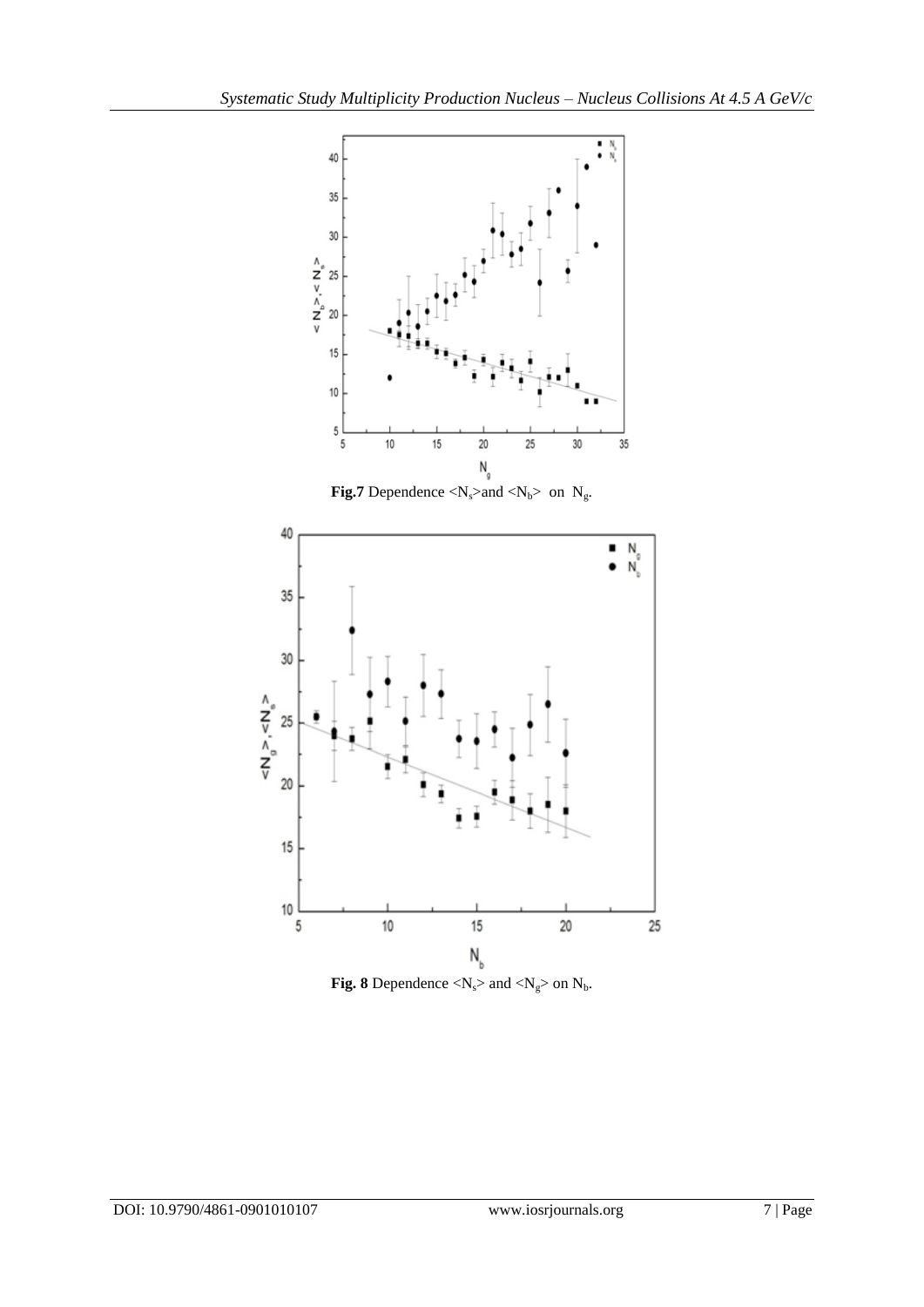40
35
30
25
20
15
10
5

5 10 15 20 25 30 35

$N_s$
$N_b$

$<N_b>,<N_s>$

$N_g$

**Fig.7** Dependence $<N_s>$and $<N_b>$ on $N_g$.

40
35
30
25
20
15
10

5 10 15 20 25

$N_g$
$N_b$

$<N_g>,<N_s>$

$N_b$

**Fig. 8** Dependence $<N_s>$ and $<N_g>$ on $N_b$.